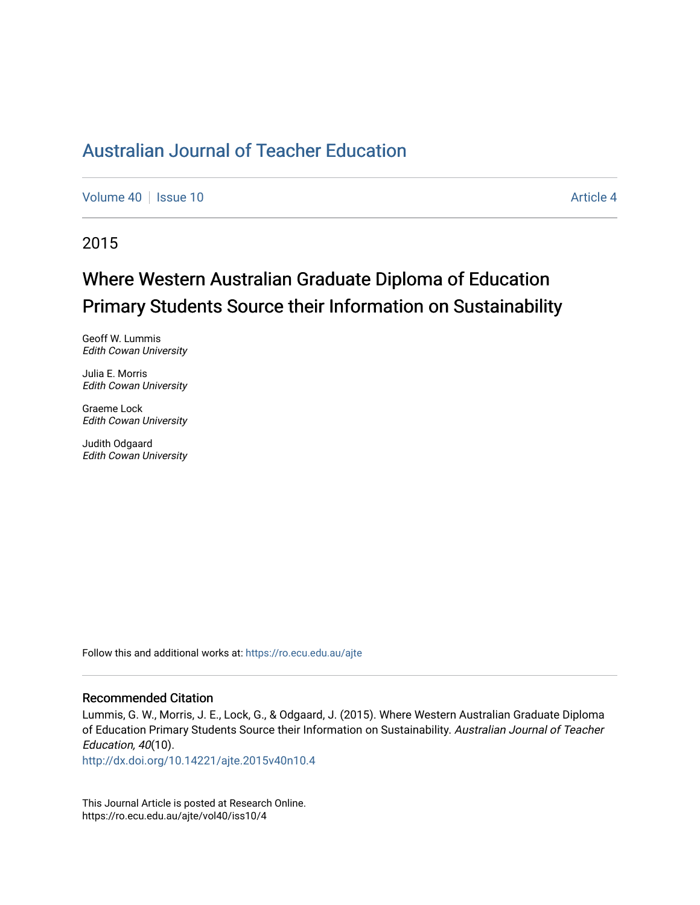# Australian Journal of Teacher Education

Volume 40 | Issue 10 | Article 4

2015

## Where Western Australian Graduate Diploma of Education Primary Students Source their Information on Sustainability

Geoff W. Lummis
*Edith Cowan University*

Julia E. Morris
*Edith Cowan University*

Graeme Lock
*Edith Cowan University*

Judith Odgaard
*Edith Cowan University*

Follow this and additional works at: https://ro.ecu.edu.au/ajte

### Recommended Citation

Lummis, G. W., Morris, J. E., Lock, G., & Odgaard, J. (2015). Where Western Australian Graduate Diploma of Education Primary Students Source their Information on Sustainability. *Australian Journal of Teacher Education, 40*(10).
http://dx.doi.org/10.14221/ajte.2015v40n10.4

This Journal Article is posted at Research Online.
https://ro.ecu.edu.au/ajte/vol40/iss10/4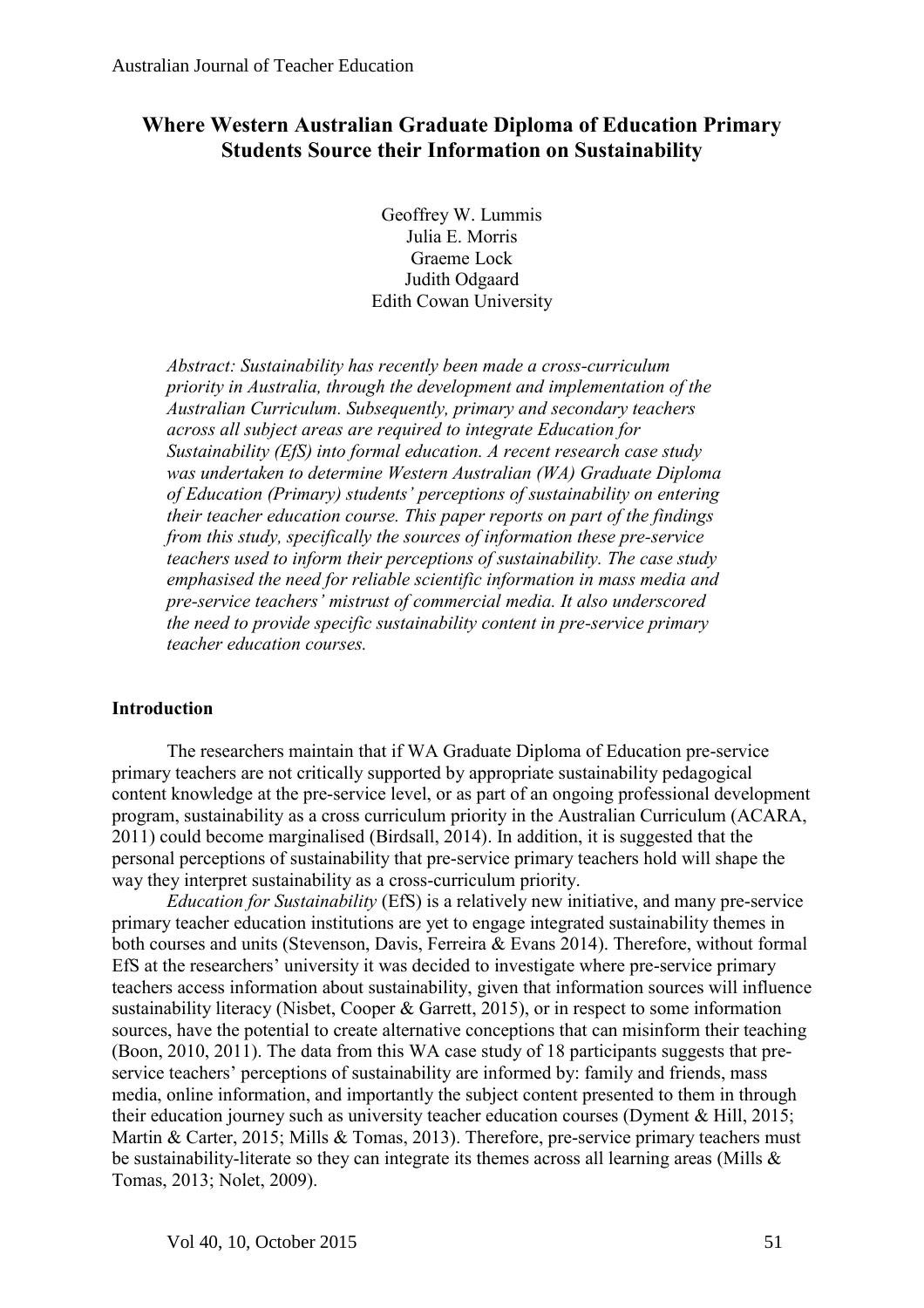# Where Western Australian Graduate Diploma of Education Primary Students Source their Information on Sustainability

Geoffrey W. Lummis
Julia E. Morris
Graeme Lock
Judith Odgaard
Edith Cowan University

*Abstract: Sustainability has recently been made a cross-curriculum priority in Australia, through the development and implementation of the Australian Curriculum. Subsequently, primary and secondary teachers across all subject areas are required to integrate Education for Sustainability (EfS) into formal education. A recent research case study was undertaken to determine Western Australian (WA) Graduate Diploma of Education (Primary) students' perceptions of sustainability on entering their teacher education course. This paper reports on part of the findings from this study, specifically the sources of information these pre-service teachers used to inform their perceptions of sustainability. The case study emphasised the need for reliable scientific information in mass media and pre-service teachers' mistrust of commercial media. It also underscored the need to provide specific sustainability content in pre-service primary teacher education courses.*

## Introduction

The researchers maintain that if WA Graduate Diploma of Education pre-service primary teachers are not critically supported by appropriate sustainability pedagogical content knowledge at the pre-service level, or as part of an ongoing professional development program, sustainability as a cross curriculum priority in the Australian Curriculum (ACARA, 2011) could become marginalised (Birdsall, 2014). In addition, it is suggested that the personal perceptions of sustainability that pre-service primary teachers hold will shape the way they interpret sustainability as a cross-curriculum priority.

*Education for Sustainability* (EfS) is a relatively new initiative, and many pre-service primary teacher education institutions are yet to engage integrated sustainability themes in both courses and units (Stevenson, Davis, Ferreira & Evans 2014). Therefore, without formal EfS at the researchers' university it was decided to investigate where pre-service primary teachers access information about sustainability, given that information sources will influence sustainability literacy (Nisbet, Cooper & Garrett, 2015), or in respect to some information sources, have the potential to create alternative conceptions that can misinform their teaching (Boon, 2010, 2011). The data from this WA case study of 18 participants suggests that pre-service teachers' perceptions of sustainability are informed by: family and friends, mass media, online information, and importantly the subject content presented to them in through their education journey such as university teacher education courses (Dyment & Hill, 2015; Martin & Carter, 2015; Mills & Tomas, 2013). Therefore, pre-service primary teachers must be sustainability-literate so they can integrate its themes across all learning areas (Mills & Tomas, 2013; Nolet, 2009).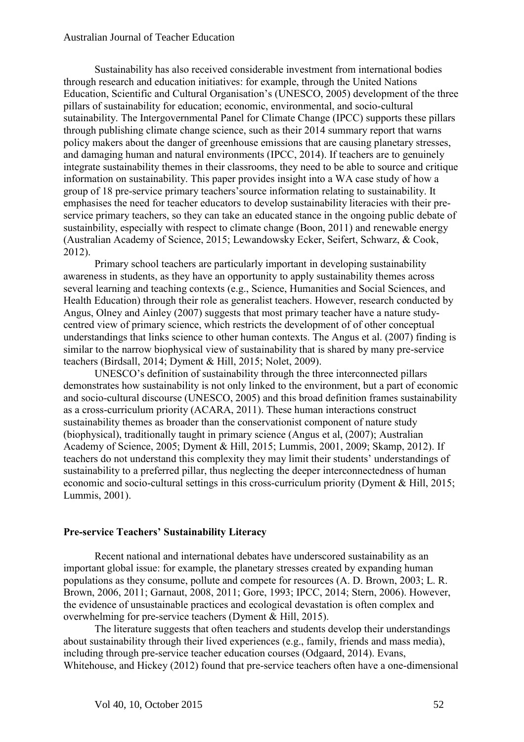Sustainability has also received considerable investment from international bodies through research and education initiatives: for example, through the United Nations Education, Scientific and Cultural Organisation's (UNESCO, 2005) development of the three pillars of sustainability for education; economic, environmental, and socio-cultural sutainability. The Intergovernmental Panel for Climate Change (IPCC) supports these pillars through publishing climate change science, such as their 2014 summary report that warns policy makers about the danger of greenhouse emissions that are causing planetary stresses, and damaging human and natural environments (IPCC, 2014). If teachers are to genuinely integrate sustainability themes in their classrooms, they need to be able to source and critique information on sustainability. This paper provides insight into a WA case study of how a group of 18 pre-service primary teachers'source information relating to sustainability. It emphasises the need for teacher educators to develop sustainability literacies with their pre-service primary teachers, so they can take an educated stance in the ongoing public debate of sustainbility, especially with respect to climate change (Boon, 2011) and renewable energy (Australian Academy of Science, 2015; Lewandowsky Ecker, Seifert, Schwarz, & Cook, 2012).

Primary school teachers are particularly important in developing sustainability awareness in students, as they have an opportunity to apply sustainability themes across several learning and teaching contexts (e.g., Science, Humanities and Social Sciences, and Health Education) through their role as generalist teachers. However, research conducted by Angus, Olney and Ainley (2007) suggests that most primary teacher have a nature study-centred view of primary science, which restricts the development of of other conceptual understandings that links science to other human contexts. The Angus et al. (2007) finding is similar to the narrow biophysical view of sustainability that is shared by many pre-service teachers (Birdsall, 2014; Dyment & Hill, 2015; Nolet, 2009).

UNESCO's definition of sustainability through the three interconnected pillars demonstrates how sustainability is not only linked to the environment, but a part of economic and socio-cultural discourse (UNESCO, 2005) and this broad definition frames sustainability as a cross-curriculum priority (ACARA, 2011). These human interactions construct sustainability themes as broader than the conservationist component of nature study (biophysical), traditionally taught in primary science (Angus et al, (2007); Australian Academy of Science, 2005; Dyment & Hill, 2015; Lummis, 2001, 2009; Skamp, 2012). If teachers do not understand this complexity they may limit their students' understandings of sustainability to a preferred pillar, thus neglecting the deeper interconnectedness of human economic and socio-cultural settings in this cross-curriculum priority (Dyment & Hill, 2015; Lummis, 2001).

## Pre-service Teachers' Sustainability Literacy

Recent national and international debates have underscored sustainability as an important global issue: for example, the planetary stresses created by expanding human populations as they consume, pollute and compete for resources (A. D. Brown, 2003; L. R. Brown, 2006, 2011; Garnaut, 2008, 2011; Gore, 1993; IPCC, 2014; Stern, 2006). However, the evidence of unsustainable practices and ecological devastation is often complex and overwhelming for pre-service teachers (Dyment & Hill, 2015).

The literature suggests that often teachers and students develop their understandings about sustainability through their lived experiences (e.g., family, friends and mass media), including through pre-service teacher education courses (Odgaard, 2014). Evans, Whitehouse, and Hickey (2012) found that pre-service teachers often have a one-dimensional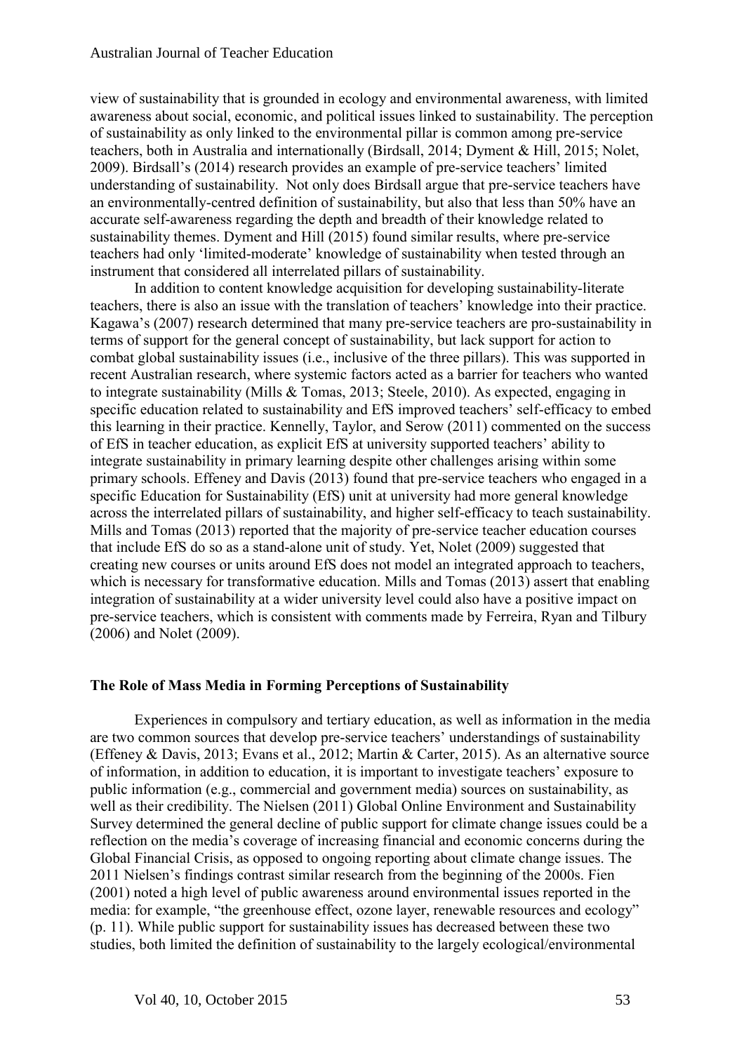view of sustainability that is grounded in ecology and environmental awareness, with limited awareness about social, economic, and political issues linked to sustainability. The perception of sustainability as only linked to the environmental pillar is common among pre-service teachers, both in Australia and internationally (Birdsall, 2014; Dyment & Hill, 2015; Nolet, 2009). Birdsall's (2014) research provides an example of pre-service teachers' limited understanding of sustainability. Not only does Birdsall argue that pre-service teachers have an environmentally-centred definition of sustainability, but also that less than 50% have an accurate self-awareness regarding the depth and breadth of their knowledge related to sustainability themes. Dyment and Hill (2015) found similar results, where pre-service teachers had only 'limited-moderate' knowledge of sustainability when tested through an instrument that considered all interrelated pillars of sustainability.

In addition to content knowledge acquisition for developing sustainability-literate teachers, there is also an issue with the translation of teachers' knowledge into their practice. Kagawa's (2007) research determined that many pre-service teachers are pro-sustainability in terms of support for the general concept of sustainability, but lack support for action to combat global sustainability issues (i.e., inclusive of the three pillars). This was supported in recent Australian research, where systemic factors acted as a barrier for teachers who wanted to integrate sustainability (Mills & Tomas, 2013; Steele, 2010). As expected, engaging in specific education related to sustainability and EfS improved teachers' self-efficacy to embed this learning in their practice. Kennelly, Taylor, and Serow (2011) commented on the success of EfS in teacher education, as explicit EfS at university supported teachers' ability to integrate sustainability in primary learning despite other challenges arising within some primary schools. Effeney and Davis (2013) found that pre-service teachers who engaged in a specific Education for Sustainability (EfS) unit at university had more general knowledge across the interrelated pillars of sustainability, and higher self-efficacy to teach sustainability. Mills and Tomas (2013) reported that the majority of pre-service teacher education courses that include EfS do so as a stand-alone unit of study. Yet, Nolet (2009) suggested that creating new courses or units around EfS does not model an integrated approach to teachers, which is necessary for transformative education. Mills and Tomas (2013) assert that enabling integration of sustainability at a wider university level could also have a positive impact on pre-service teachers, which is consistent with comments made by Ferreira, Ryan and Tilbury (2006) and Nolet (2009).

## The Role of Mass Media in Forming Perceptions of Sustainability

Experiences in compulsory and tertiary education, as well as information in the media are two common sources that develop pre-service teachers' understandings of sustainability (Effeney & Davis, 2013; Evans et al., 2012; Martin & Carter, 2015). As an alternative source of information, in addition to education, it is important to investigate teachers' exposure to public information (e.g., commercial and government media) sources on sustainability, as well as their credibility. The Nielsen (2011) Global Online Environment and Sustainability Survey determined the general decline of public support for climate change issues could be a reflection on the media's coverage of increasing financial and economic concerns during the Global Financial Crisis, as opposed to ongoing reporting about climate change issues. The 2011 Nielsen's findings contrast similar research from the beginning of the 2000s. Fien (2001) noted a high level of public awareness around environmental issues reported in the media: for example, "the greenhouse effect, ozone layer, renewable resources and ecology" (p. 11). While public support for sustainability issues has decreased between these two studies, both limited the definition of sustainability to the largely ecological/environmental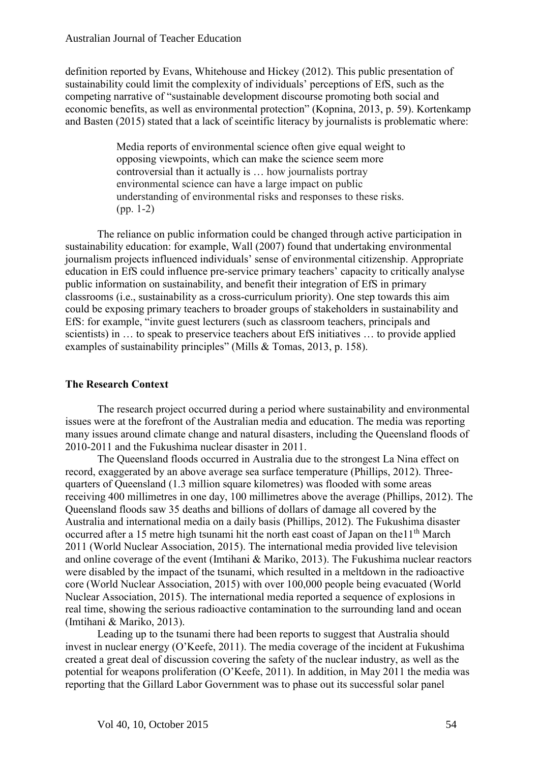definition reported by Evans, Whitehouse and Hickey (2012). This public presentation of sustainability could limit the complexity of individuals' perceptions of EfS, such as the competing narrative of "sustainable development discourse promoting both social and economic benefits, as well as environmental protection" (Kopnina, 2013, p. 59). Kortenkamp and Basten (2015) stated that a lack of sceintific literacy by journalists is problematic where:

> Media reports of environmental science often give equal weight to opposing viewpoints, which can make the science seem more controversial than it actually is … how journalists portray environmental science can have a large impact on public understanding of environmental risks and responses to these risks. (pp. 1-2)

The reliance on public information could be changed through active participation in sustainability education: for example, Wall (2007) found that undertaking environmental journalism projects influenced individuals' sense of environmental citizenship. Appropriate education in EfS could influence pre-service primary teachers' capacity to critically analyse public information on sustainability, and benefit their integration of EfS in primary classrooms (i.e., sustainability as a cross-curriculum priority). One step towards this aim could be exposing primary teachers to broader groups of stakeholders in sustainability and EfS: for example, "invite guest lecturers (such as classroom teachers, principals and scientists) in … to speak to preservice teachers about EfS initiatives … to provide applied examples of sustainability principles" (Mills & Tomas, 2013, p. 158).

## The Research Context

The research project occurred during a period where sustainability and environmental issues were at the forefront of the Australian media and education. The media was reporting many issues around climate change and natural disasters, including the Queensland floods of 2010-2011 and the Fukushima nuclear disaster in 2011.

The Queensland floods occurred in Australia due to the strongest La Nina effect on record, exaggerated by an above average sea surface temperature (Phillips, 2012). Three-quarters of Queensland (1.3 million square kilometres) was flooded with some areas receiving 400 millimetres in one day, 100 millimetres above the average (Phillips, 2012). The Queensland floods saw 35 deaths and billions of dollars of damage all covered by the Australia and international media on a daily basis (Phillips, 2012). The Fukushima disaster occurred after a 15 metre high tsunami hit the north east coast of Japan on the11th March 2011 (World Nuclear Association, 2015). The international media provided live television and online coverage of the event (Imtihani & Mariko, 2013). The Fukushima nuclear reactors were disabled by the impact of the tsunami, which resulted in a meltdown in the radioactive core (World Nuclear Association, 2015) with over 100,000 people being evacuated (World Nuclear Association, 2015). The international media reported a sequence of explosions in real time, showing the serious radioactive contamination to the surrounding land and ocean (Imtihani & Mariko, 2013).

Leading up to the tsunami there had been reports to suggest that Australia should invest in nuclear energy (O'Keefe, 2011). The media coverage of the incident at Fukushima created a great deal of discussion covering the safety of the nuclear industry, as well as the potential for weapons proliferation (O'Keefe, 2011). In addition, in May 2011 the media was reporting that the Gillard Labor Government was to phase out its successful solar panel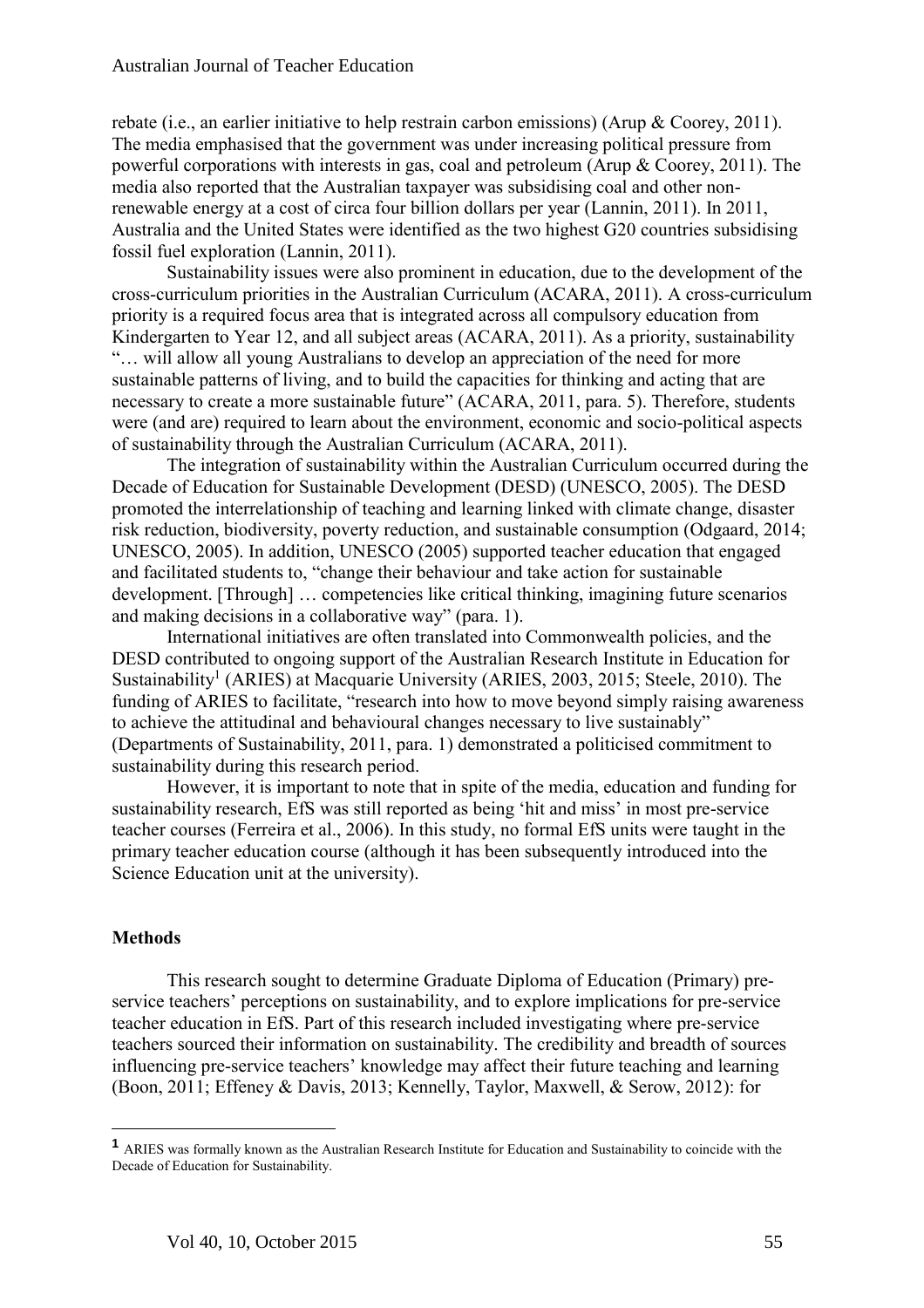rebate (i.e., an earlier initiative to help restrain carbon emissions) (Arup & Coorey, 2011). The media emphasised that the government was under increasing political pressure from powerful corporations with interests in gas, coal and petroleum (Arup & Coorey, 2011). The media also reported that the Australian taxpayer was subsidising coal and other non-renewable energy at a cost of circa four billion dollars per year (Lannin, 2011). In 2011, Australia and the United States were identified as the two highest G20 countries subsidising fossil fuel exploration (Lannin, 2011).

Sustainability issues were also prominent in education, due to the development of the cross-curriculum priorities in the Australian Curriculum (ACARA, 2011). A cross-curriculum priority is a required focus area that is integrated across all compulsory education from Kindergarten to Year 12, and all subject areas (ACARA, 2011). As a priority, sustainability "… will allow all young Australians to develop an appreciation of the need for more sustainable patterns of living, and to build the capacities for thinking and acting that are necessary to create a more sustainable future" (ACARA, 2011, para. 5). Therefore, students were (and are) required to learn about the environment, economic and socio-political aspects of sustainability through the Australian Curriculum (ACARA, 2011).

The integration of sustainability within the Australian Curriculum occurred during the Decade of Education for Sustainable Development (DESD) (UNESCO, 2005). The DESD promoted the interrelationship of teaching and learning linked with climate change, disaster risk reduction, biodiversity, poverty reduction, and sustainable consumption (Odgaard, 2014; UNESCO, 2005). In addition, UNESCO (2005) supported teacher education that engaged and facilitated students to, "change their behaviour and take action for sustainable development. [Through] … competencies like critical thinking, imagining future scenarios and making decisions in a collaborative way" (para. 1).

International initiatives are often translated into Commonwealth policies, and the DESD contributed to ongoing support of the Australian Research Institute in Education for Sustainability[1] (ARIES) at Macquarie University (ARIES, 2003, 2015; Steele, 2010). The funding of ARIES to facilitate, "research into how to move beyond simply raising awareness to achieve the attitudinal and behavioural changes necessary to live sustainably" (Departments of Sustainability, 2011, para. 1) demonstrated a politicised commitment to sustainability during this research period.

However, it is important to note that in spite of the media, education and funding for sustainability research, EfS was still reported as being 'hit and miss' in most pre-service teacher courses (Ferreira et al., 2006). In this study, no formal EfS units were taught in the primary teacher education course (although it has been subsequently introduced into the Science Education unit at the university).

## Methods

This research sought to determine Graduate Diploma of Education (Primary) pre-service teachers' perceptions on sustainability, and to explore implications for pre-service teacher education in EfS. Part of this research included investigating where pre-service teachers sourced their information on sustainability. The credibility and breadth of sources influencing pre-service teachers' knowledge may affect their future teaching and learning (Boon, 2011; Effeney & Davis, 2013; Kennelly, Taylor, Maxwell, & Serow, 2012): for

---

[1] ARIES was formally known as the Australian Research Institute for Education and Sustainability to coincide with the Decade of Education for Sustainability.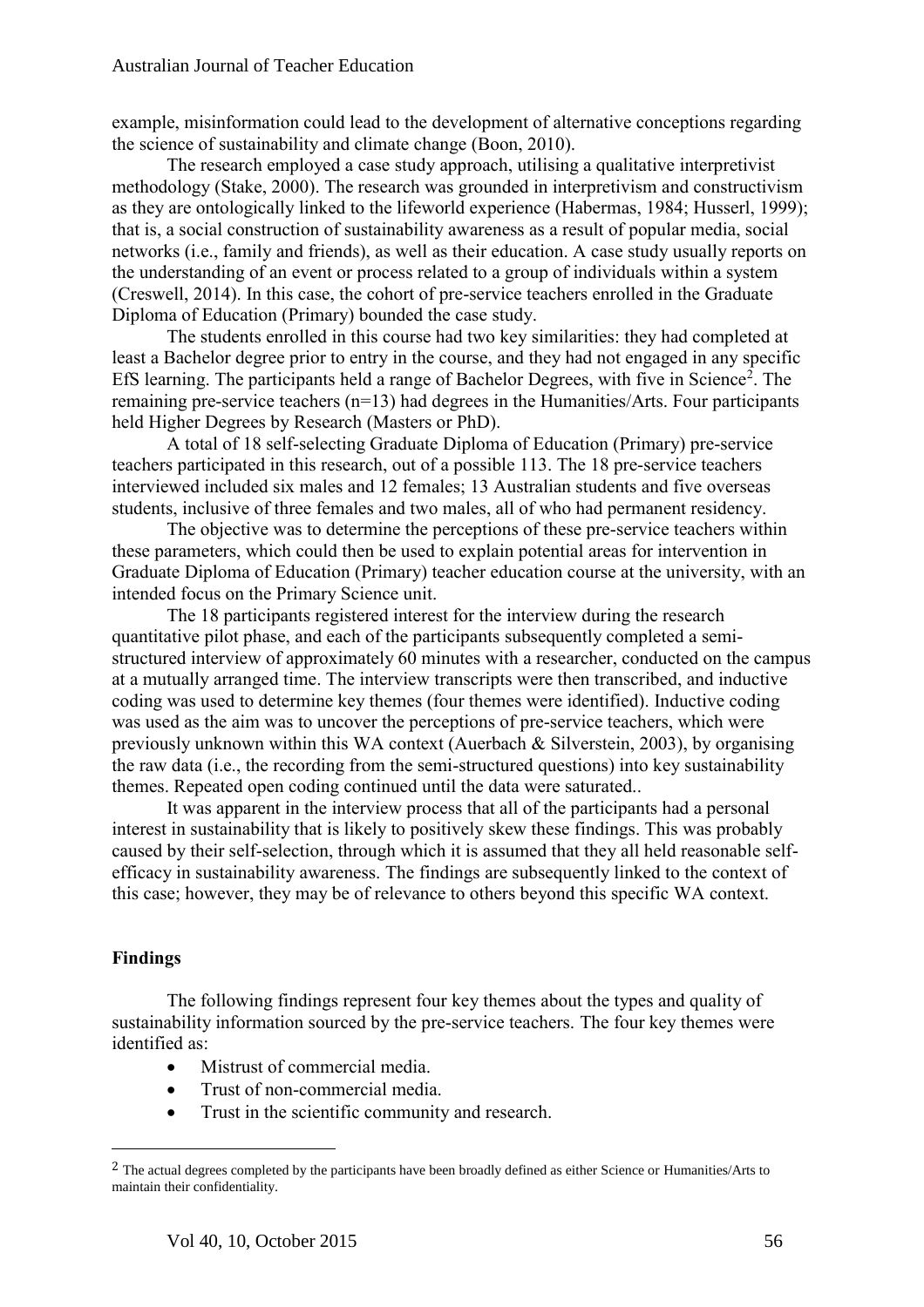example, misinformation could lead to the development of alternative conceptions regarding the science of sustainability and climate change (Boon, 2010).

The research employed a case study approach, utilising a qualitative interpretivist methodology (Stake, 2000). The research was grounded in interpretivism and constructivism as they are ontologically linked to the lifeworld experience (Habermas, 1984; Husserl, 1999); that is, a social construction of sustainability awareness as a result of popular media, social networks (i.e., family and friends), as well as their education. A case study usually reports on the understanding of an event or process related to a group of individuals within a system (Creswell, 2014). In this case, the cohort of pre-service teachers enrolled in the Graduate Diploma of Education (Primary) bounded the case study.

The students enrolled in this course had two key similarities: they had completed at least a Bachelor degree prior to entry in the course, and they had not engaged in any specific EfS learning. The participants held a range of Bachelor Degrees, with five in Science[2]. The remaining pre-service teachers (n=13) had degrees in the Humanities/Arts. Four participants held Higher Degrees by Research (Masters or PhD).

A total of 18 self-selecting Graduate Diploma of Education (Primary) pre-service teachers participated in this research, out of a possible 113. The 18 pre-service teachers interviewed included six males and 12 females; 13 Australian students and five overseas students, inclusive of three females and two males, all of who had permanent residency.

The objective was to determine the perceptions of these pre-service teachers within these parameters, which could then be used to explain potential areas for intervention in Graduate Diploma of Education (Primary) teacher education course at the university, with an intended focus on the Primary Science unit.

The 18 participants registered interest for the interview during the research quantitative pilot phase, and each of the participants subsequently completed a semi-structured interview of approximately 60 minutes with a researcher, conducted on the campus at a mutually arranged time. The interview transcripts were then transcribed, and inductive coding was used to determine key themes (four themes were identified). Inductive coding was used as the aim was to uncover the perceptions of pre-service teachers, which were previously unknown within this WA context (Auerbach & Silverstein, 2003), by organising the raw data (i.e., the recording from the semi-structured questions) into key sustainability themes. Repeated open coding continued until the data were saturated..

It was apparent in the interview process that all of the participants had a personal interest in sustainability that is likely to positively skew these findings. This was probably caused by their self-selection, through which it is assumed that they all held reasonable self-efficacy in sustainability awareness. The findings are subsequently linked to the context of this case; however, they may be of relevance to others beyond this specific WA context.

## Findings

The following findings represent four key themes about the types and quality of sustainability information sourced by the pre-service teachers. The four key themes were identified as:

- Mistrust of commercial media.
- Trust of non-commercial media.
- Trust in the scientific community and research.

[2] The actual degrees completed by the participants have been broadly defined as either Science or Humanities/Arts to maintain their confidentiality.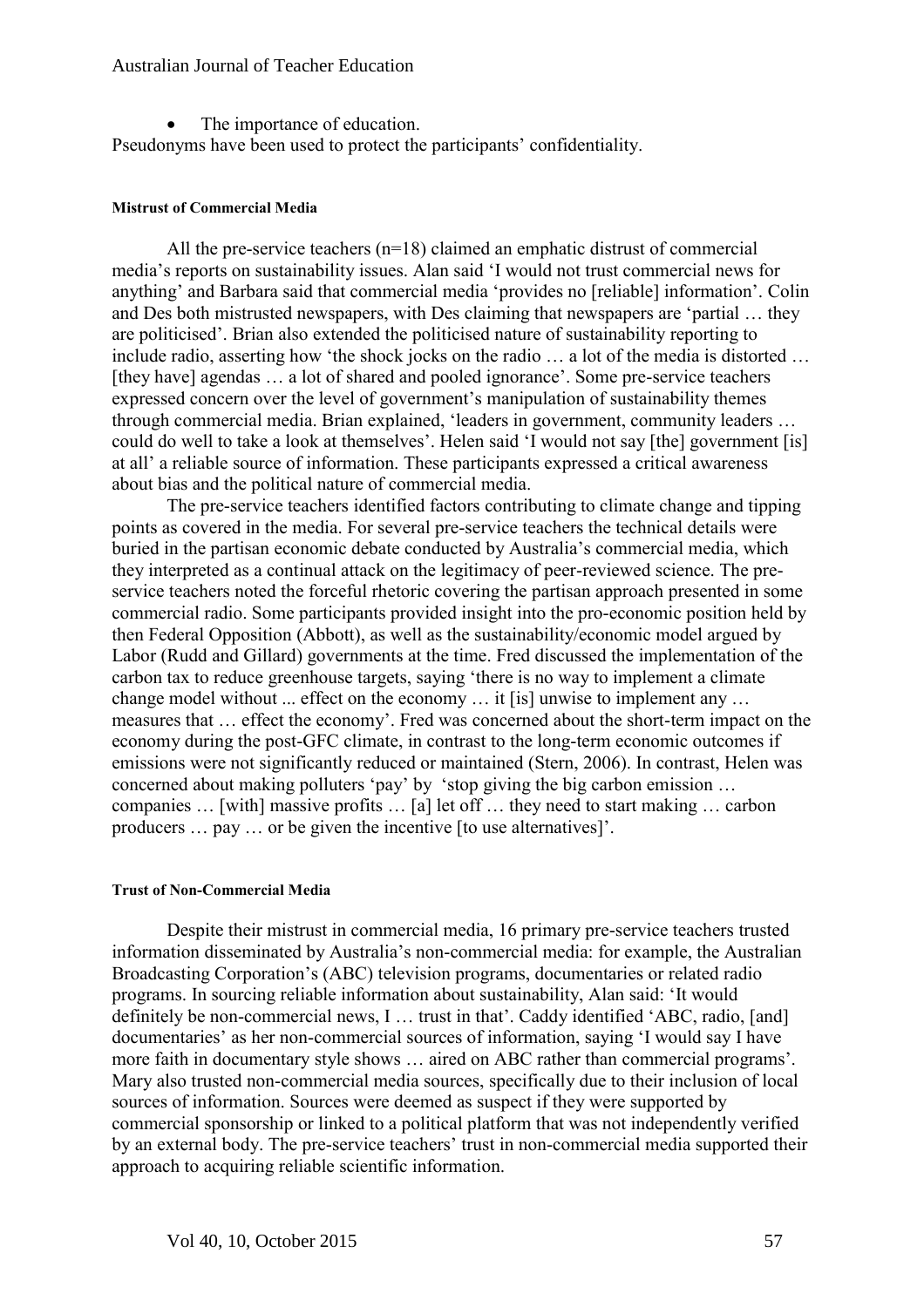- The importance of education.

Pseudonyms have been used to protect the participants' confidentiality.

#### Mistrust of Commercial Media

All the pre-service teachers (n=18) claimed an emphatic distrust of commercial media's reports on sustainability issues. Alan said 'I would not trust commercial news for anything' and Barbara said that commercial media 'provides no [reliable] information'. Colin and Des both mistrusted newspapers, with Des claiming that newspapers are 'partial … they are politicised'. Brian also extended the politicised nature of sustainability reporting to include radio, asserting how 'the shock jocks on the radio … a lot of the media is distorted … [they have] agendas … a lot of shared and pooled ignorance'. Some pre-service teachers expressed concern over the level of government's manipulation of sustainability themes through commercial media. Brian explained, 'leaders in government, community leaders … could do well to take a look at themselves'. Helen said 'I would not say [the] government [is] at all' a reliable source of information. These participants expressed a critical awareness about bias and the political nature of commercial media.

The pre-service teachers identified factors contributing to climate change and tipping points as covered in the media. For several pre-service teachers the technical details were buried in the partisan economic debate conducted by Australia's commercial media, which they interpreted as a continual attack on the legitimacy of peer-reviewed science. The pre-service teachers noted the forceful rhetoric covering the partisan approach presented in some commercial radio. Some participants provided insight into the pro-economic position held by then Federal Opposition (Abbott), as well as the sustainability/economic model argued by Labor (Rudd and Gillard) governments at the time. Fred discussed the implementation of the carbon tax to reduce greenhouse targets, saying 'there is no way to implement a climate change model without ... effect on the economy … it [is] unwise to implement any … measures that … effect the economy'. Fred was concerned about the short-term impact on the economy during the post-GFC climate, in contrast to the long-term economic outcomes if emissions were not significantly reduced or maintained (Stern, 2006). In contrast, Helen was concerned about making polluters 'pay' by 'stop giving the big carbon emission … companies … [with] massive profits … [a] let off … they need to start making … carbon producers … pay … or be given the incentive [to use alternatives]'.

#### Trust of Non-Commercial Media

Despite their mistrust in commercial media, 16 primary pre-service teachers trusted information disseminated by Australia's non-commercial media: for example, the Australian Broadcasting Corporation's (ABC) television programs, documentaries or related radio programs. In sourcing reliable information about sustainability, Alan said: 'It would definitely be non-commercial news, I … trust in that'. Caddy identified 'ABC, radio, [and] documentaries' as her non-commercial sources of information, saying 'I would say I have more faith in documentary style shows … aired on ABC rather than commercial programs'. Mary also trusted non-commercial media sources, specifically due to their inclusion of local sources of information. Sources were deemed as suspect if they were supported by commercial sponsorship or linked to a political platform that was not independently verified by an external body. The pre-service teachers' trust in non-commercial media supported their approach to acquiring reliable scientific information.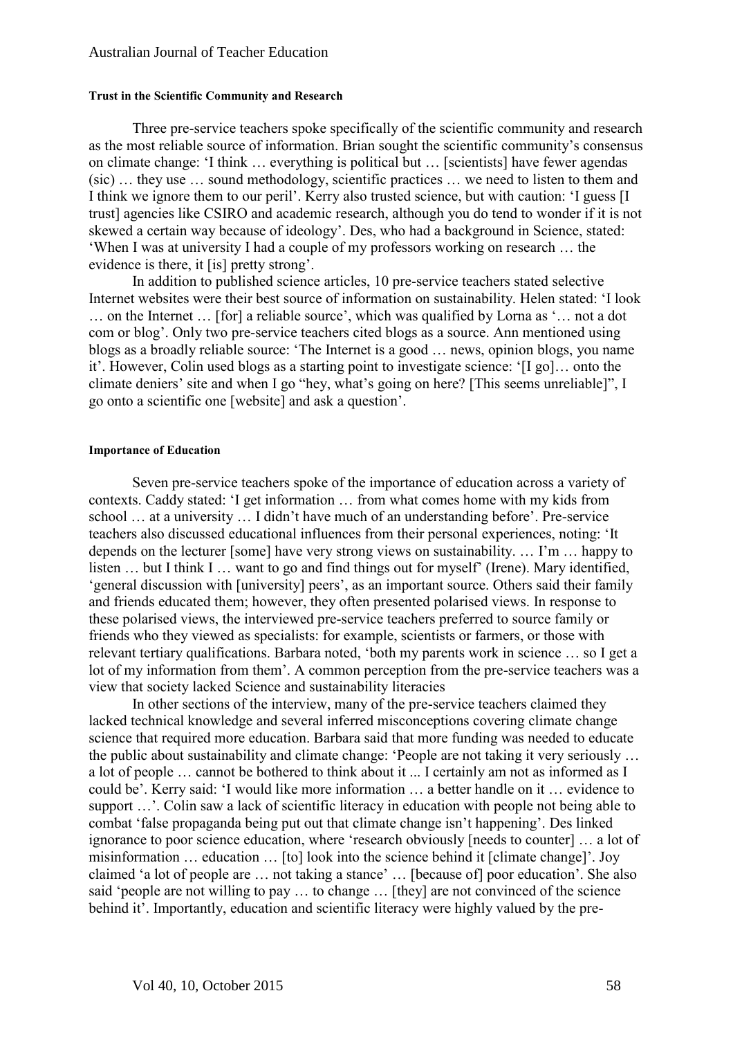#### Trust in the Scientific Community and Research

Three pre-service teachers spoke specifically of the scientific community and research as the most reliable source of information. Brian sought the scientific community's consensus on climate change: 'I think … everything is political but … [scientists] have fewer agendas (sic) … they use … sound methodology, scientific practices … we need to listen to them and I think we ignore them to our peril'. Kerry also trusted science, but with caution: 'I guess [I trust] agencies like CSIRO and academic research, although you do tend to wonder if it is not skewed a certain way because of ideology'. Des, who had a background in Science, stated: 'When I was at university I had a couple of my professors working on research … the evidence is there, it [is] pretty strong'.

In addition to published science articles, 10 pre-service teachers stated selective Internet websites were their best source of information on sustainability. Helen stated: 'I look … on the Internet … [for] a reliable source', which was qualified by Lorna as '… not a dot com or blog'. Only two pre-service teachers cited blogs as a source. Ann mentioned using blogs as a broadly reliable source: 'The Internet is a good … news, opinion blogs, you name it'. However, Colin used blogs as a starting point to investigate science: '[I go]… onto the climate deniers' site and when I go "hey, what's going on here? [This seems unreliable]", I go onto a scientific one [website] and ask a question'.

#### Importance of Education

Seven pre-service teachers spoke of the importance of education across a variety of contexts. Caddy stated: 'I get information … from what comes home with my kids from school … at a university … I didn't have much of an understanding before'. Pre-service teachers also discussed educational influences from their personal experiences, noting: 'It depends on the lecturer [some] have very strong views on sustainability. … I'm … happy to listen … but I think I … want to go and find things out for myself' (Irene). Mary identified, 'general discussion with [university] peers', as an important source. Others said their family and friends educated them; however, they often presented polarised views. In response to these polarised views, the interviewed pre-service teachers preferred to source family or friends who they viewed as specialists: for example, scientists or farmers, or those with relevant tertiary qualifications. Barbara noted, 'both my parents work in science … so I get a lot of my information from them'. A common perception from the pre-service teachers was a view that society lacked Science and sustainability literacies

In other sections of the interview, many of the pre-service teachers claimed they lacked technical knowledge and several inferred misconceptions covering climate change science that required more education. Barbara said that more funding was needed to educate the public about sustainability and climate change: 'People are not taking it very seriously … a lot of people … cannot be bothered to think about it ... I certainly am not as informed as I could be'. Kerry said: 'I would like more information … a better handle on it … evidence to support …'. Colin saw a lack of scientific literacy in education with people not being able to combat 'false propaganda being put out that climate change isn't happening'. Des linked ignorance to poor science education, where 'research obviously [needs to counter] … a lot of misinformation … education … [to] look into the science behind it [climate change]'. Joy claimed 'a lot of people are … not taking a stance' … [because of] poor education'. She also said 'people are not willing to pay … to change … [they] are not convinced of the science behind it'. Importantly, education and scientific literacy were highly valued by the pre-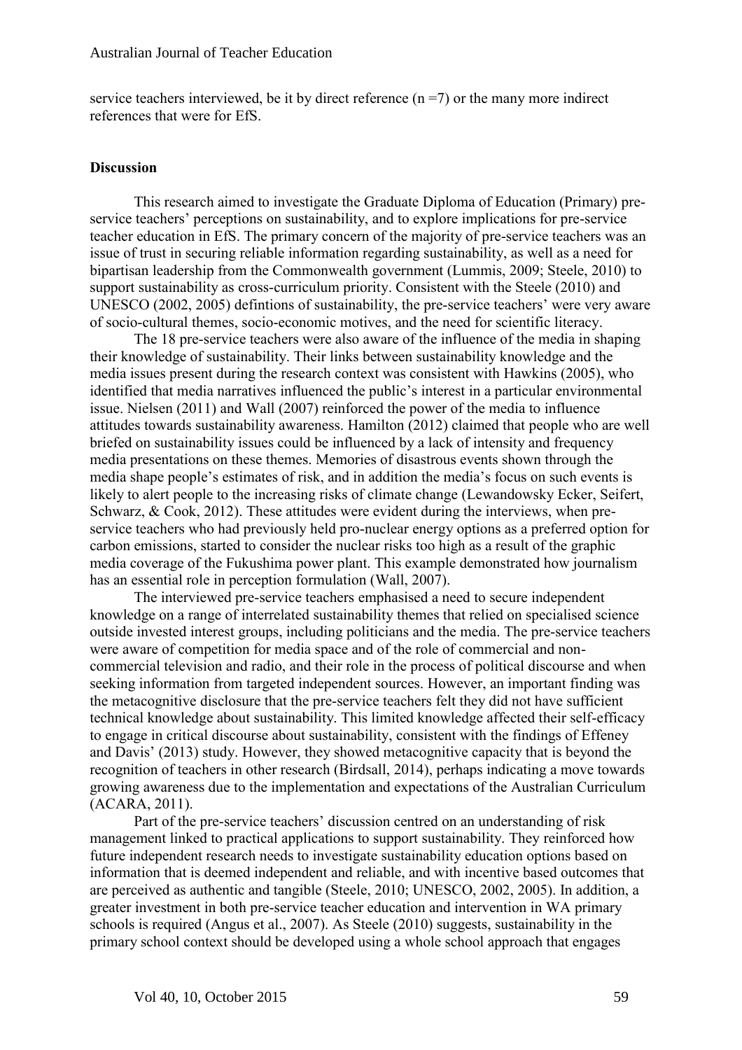service teachers interviewed, be it by direct reference (n =7) or the many more indirect references that were for EfS.

## Discussion

This research aimed to investigate the Graduate Diploma of Education (Primary) pre-service teachers' perceptions on sustainability, and to explore implications for pre-service teacher education in EfS. The primary concern of the majority of pre-service teachers was an issue of trust in securing reliable information regarding sustainability, as well as a need for bipartisan leadership from the Commonwealth government (Lummis, 2009; Steele, 2010) to support sustainability as cross-curriculum priority. Consistent with the Steele (2010) and UNESCO (2002, 2005) defintions of sustainability, the pre-service teachers' were very aware of socio-cultural themes, socio-economic motives, and the need for scientific literacy.

The 18 pre-service teachers were also aware of the influence of the media in shaping their knowledge of sustainability. Their links between sustainability knowledge and the media issues present during the research context was consistent with Hawkins (2005), who identified that media narratives influenced the public's interest in a particular environmental issue. Nielsen (2011) and Wall (2007) reinforced the power of the media to influence attitudes towards sustainability awareness. Hamilton (2012) claimed that people who are well briefed on sustainability issues could be influenced by a lack of intensity and frequency media presentations on these themes. Memories of disastrous events shown through the media shape people's estimates of risk, and in addition the media's focus on such events is likely to alert people to the increasing risks of climate change (Lewandowsky Ecker, Seifert, Schwarz, & Cook, 2012). These attitudes were evident during the interviews, when pre-service teachers who had previously held pro-nuclear energy options as a preferred option for carbon emissions, started to consider the nuclear risks too high as a result of the graphic media coverage of the Fukushima power plant. This example demonstrated how journalism has an essential role in perception formulation (Wall, 2007).

The interviewed pre-service teachers emphasised a need to secure independent knowledge on a range of interrelated sustainability themes that relied on specialised science outside invested interest groups, including politicians and the media. The pre-service teachers were aware of competition for media space and of the role of commercial and non-commercial television and radio, and their role in the process of political discourse and when seeking information from targeted independent sources. However, an important finding was the metacognitive disclosure that the pre-service teachers felt they did not have sufficient technical knowledge about sustainability. This limited knowledge affected their self-efficacy to engage in critical discourse about sustainability, consistent with the findings of Effeney and Davis' (2013) study. However, they showed metacognitive capacity that is beyond the recognition of teachers in other research (Birdsall, 2014), perhaps indicating a move towards growing awareness due to the implementation and expectations of the Australian Curriculum (ACARA, 2011).

Part of the pre-service teachers' discussion centred on an understanding of risk management linked to practical applications to support sustainability. They reinforced how future independent research needs to investigate sustainability education options based on information that is deemed independent and reliable, and with incentive based outcomes that are perceived as authentic and tangible (Steele, 2010; UNESCO, 2002, 2005). In addition, a greater investment in both pre-service teacher education and intervention in WA primary schools is required (Angus et al., 2007). As Steele (2010) suggests, sustainability in the primary school context should be developed using a whole school approach that engages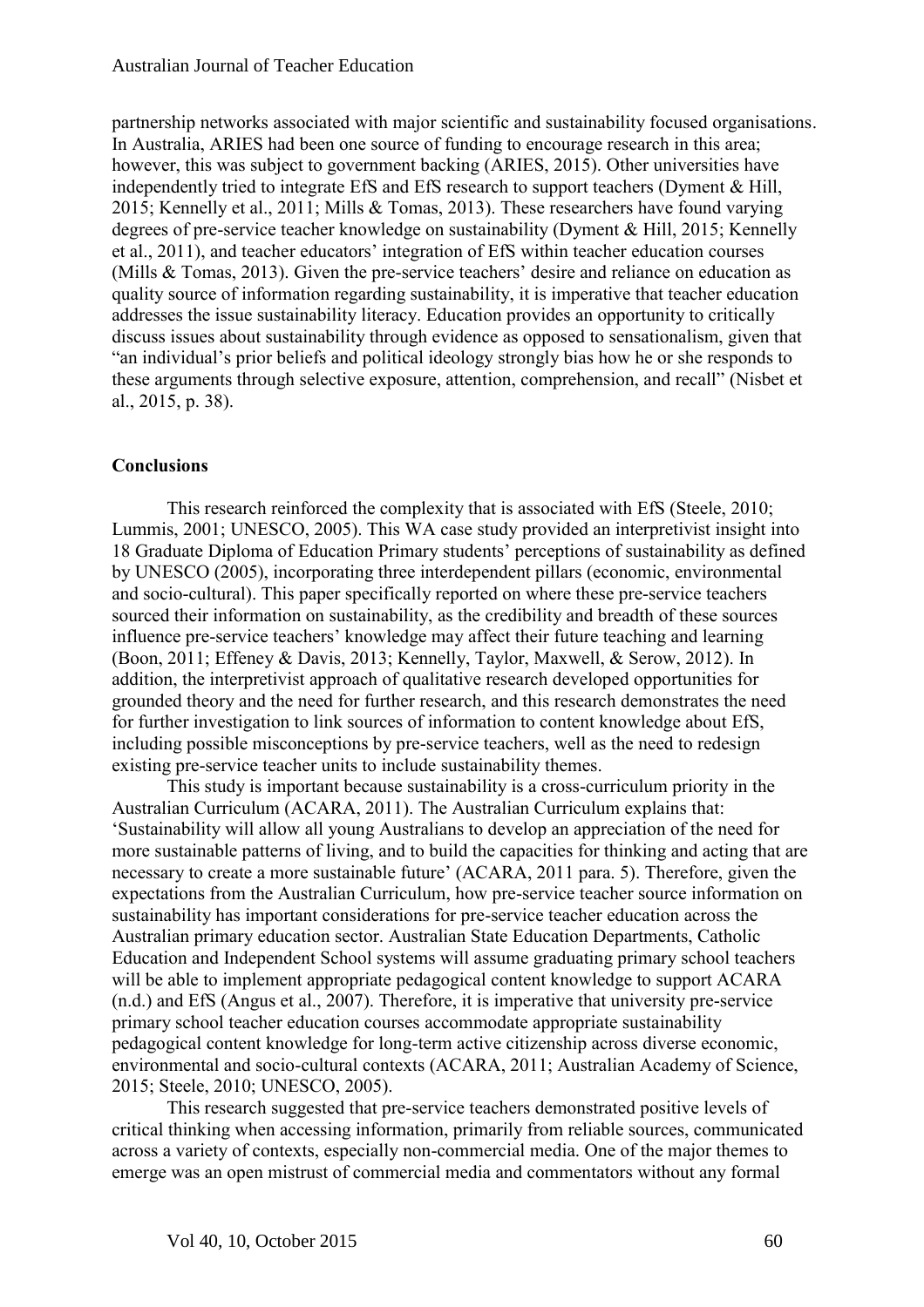partnership networks associated with major scientific and sustainability focused organisations. In Australia, ARIES had been one source of funding to encourage research in this area; however, this was subject to government backing (ARIES, 2015). Other universities have independently tried to integrate EfS and EfS research to support teachers (Dyment & Hill, 2015; Kennelly et al., 2011; Mills & Tomas, 2013). These researchers have found varying degrees of pre-service teacher knowledge on sustainability (Dyment & Hill, 2015; Kennelly et al., 2011), and teacher educators' integration of EfS within teacher education courses (Mills & Tomas, 2013). Given the pre-service teachers' desire and reliance on education as quality source of information regarding sustainability, it is imperative that teacher education addresses the issue sustainability literacy. Education provides an opportunity to critically discuss issues about sustainability through evidence as opposed to sensationalism, given that "an individual's prior beliefs and political ideology strongly bias how he or she responds to these arguments through selective exposure, attention, comprehension, and recall" (Nisbet et al., 2015, p. 38).

## Conclusions

This research reinforced the complexity that is associated with EfS (Steele, 2010; Lummis, 2001; UNESCO, 2005). This WA case study provided an interpretivist insight into 18 Graduate Diploma of Education Primary students' perceptions of sustainability as defined by UNESCO (2005), incorporating three interdependent pillars (economic, environmental and socio-cultural). This paper specifically reported on where these pre-service teachers sourced their information on sustainability, as the credibility and breadth of these sources influence pre-service teachers' knowledge may affect their future teaching and learning (Boon, 2011; Effeney & Davis, 2013; Kennelly, Taylor, Maxwell, & Serow, 2012). In addition, the interpretivist approach of qualitative research developed opportunities for grounded theory and the need for further research, and this research demonstrates the need for further investigation to link sources of information to content knowledge about EfS, including possible misconceptions by pre-service teachers, well as the need to redesign existing pre-service teacher units to include sustainability themes.

This study is important because sustainability is a cross-curriculum priority in the Australian Curriculum (ACARA, 2011). The Australian Curriculum explains that: 'Sustainability will allow all young Australians to develop an appreciation of the need for more sustainable patterns of living, and to build the capacities for thinking and acting that are necessary to create a more sustainable future' (ACARA, 2011 para. 5). Therefore, given the expectations from the Australian Curriculum, how pre-service teacher source information on sustainability has important considerations for pre-service teacher education across the Australian primary education sector. Australian State Education Departments, Catholic Education and Independent School systems will assume graduating primary school teachers will be able to implement appropriate pedagogical content knowledge to support ACARA (n.d.) and EfS (Angus et al., 2007). Therefore, it is imperative that university pre-service primary school teacher education courses accommodate appropriate sustainability pedagogical content knowledge for long-term active citizenship across diverse economic, environmental and socio-cultural contexts (ACARA, 2011; Australian Academy of Science, 2015; Steele, 2010; UNESCO, 2005).

This research suggested that pre-service teachers demonstrated positive levels of critical thinking when accessing information, primarily from reliable sources, communicated across a variety of contexts, especially non-commercial media. One of the major themes to emerge was an open mistrust of commercial media and commentators without any formal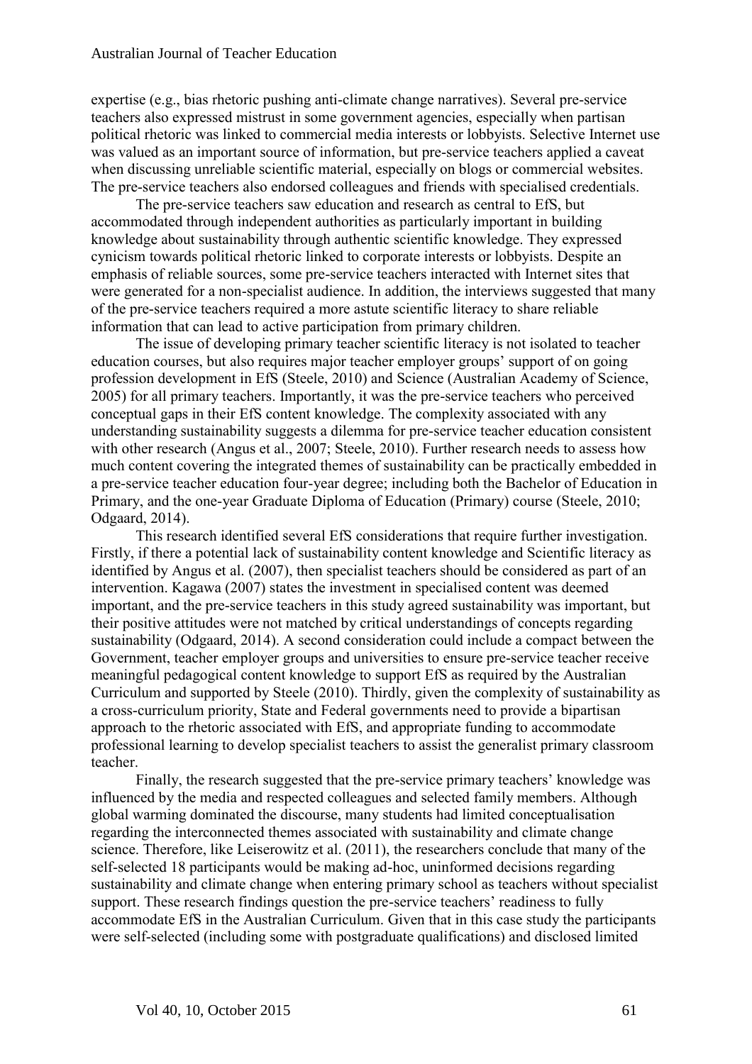expertise (e.g., bias rhetoric pushing anti-climate change narratives). Several pre-service teachers also expressed mistrust in some government agencies, especially when partisan political rhetoric was linked to commercial media interests or lobbyists. Selective Internet use was valued as an important source of information, but pre-service teachers applied a caveat when discussing unreliable scientific material, especially on blogs or commercial websites. The pre-service teachers also endorsed colleagues and friends with specialised credentials.

The pre-service teachers saw education and research as central to EfS, but accommodated through independent authorities as particularly important in building knowledge about sustainability through authentic scientific knowledge. They expressed cynicism towards political rhetoric linked to corporate interests or lobbyists. Despite an emphasis of reliable sources, some pre-service teachers interacted with Internet sites that were generated for a non-specialist audience. In addition, the interviews suggested that many of the pre-service teachers required a more astute scientific literacy to share reliable information that can lead to active participation from primary children.

The issue of developing primary teacher scientific literacy is not isolated to teacher education courses, but also requires major teacher employer groups' support of on going profession development in EfS (Steele, 2010) and Science (Australian Academy of Science, 2005) for all primary teachers. Importantly, it was the pre-service teachers who perceived conceptual gaps in their EfS content knowledge. The complexity associated with any understanding sustainability suggests a dilemma for pre-service teacher education consistent with other research (Angus et al., 2007; Steele, 2010). Further research needs to assess how much content covering the integrated themes of sustainability can be practically embedded in a pre-service teacher education four-year degree; including both the Bachelor of Education in Primary, and the one-year Graduate Diploma of Education (Primary) course (Steele, 2010; Odgaard, 2014).

This research identified several EfS considerations that require further investigation. Firstly, if there a potential lack of sustainability content knowledge and Scientific literacy as identified by Angus et al. (2007), then specialist teachers should be considered as part of an intervention. Kagawa (2007) states the investment in specialised content was deemed important, and the pre-service teachers in this study agreed sustainability was important, but their positive attitudes were not matched by critical understandings of concepts regarding sustainability (Odgaard, 2014). A second consideration could include a compact between the Government, teacher employer groups and universities to ensure pre-service teacher receive meaningful pedagogical content knowledge to support EfS as required by the Australian Curriculum and supported by Steele (2010). Thirdly, given the complexity of sustainability as a cross-curriculum priority, State and Federal governments need to provide a bipartisan approach to the rhetoric associated with EfS, and appropriate funding to accommodate professional learning to develop specialist teachers to assist the generalist primary classroom teacher.

Finally, the research suggested that the pre-service primary teachers' knowledge was influenced by the media and respected colleagues and selected family members. Although global warming dominated the discourse, many students had limited conceptualisation regarding the interconnected themes associated with sustainability and climate change science. Therefore, like Leiserowitz et al. (2011), the researchers conclude that many of the self-selected 18 participants would be making ad-hoc, uninformed decisions regarding sustainability and climate change when entering primary school as teachers without specialist support. These research findings question the pre-service teachers' readiness to fully accommodate EfS in the Australian Curriculum. Given that in this case study the participants were self-selected (including some with postgraduate qualifications) and disclosed limited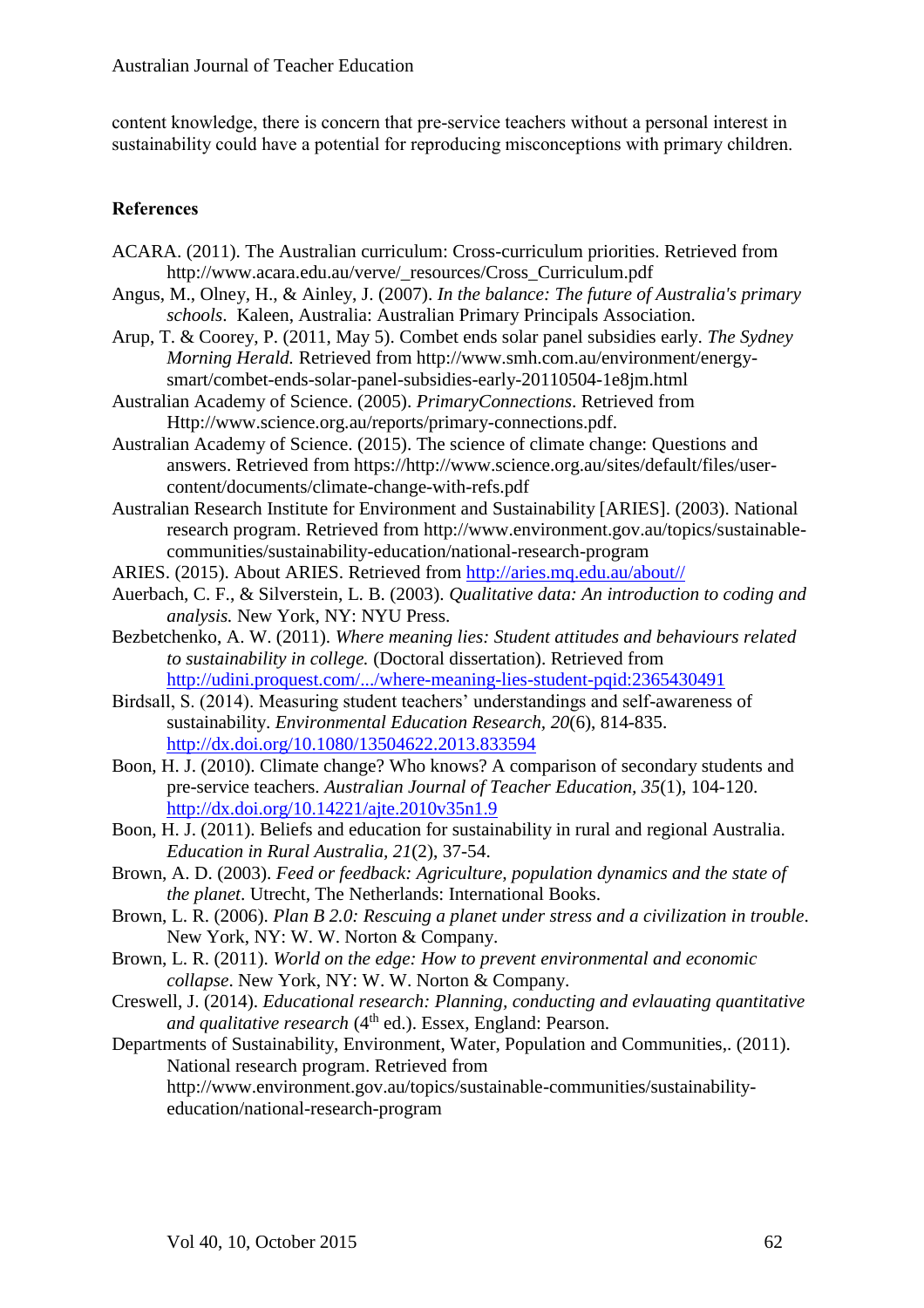content knowledge, there is concern that pre-service teachers without a personal interest in sustainability could have a potential for reproducing misconceptions with primary children.

## References

ACARA. (2011). The Australian curriculum: Cross-curriculum priorities. Retrieved from http://www.acara.edu.au/verve/_resources/Cross_Curriculum.pdf

Angus, M., Olney, H., & Ainley, J. (2007). *In the balance: The future of Australia's primary schools*. Kaleen, Australia: Australian Primary Principals Association.

Arup, T. & Coorey, P. (2011, May 5). Combet ends solar panel subsidies early. *The Sydney Morning Herald.* Retrieved from http://www.smh.com.au/environment/energy-smart/combet-ends-solar-panel-subsidies-early-20110504-1e8jm.html

Australian Academy of Science. (2005). *PrimaryConnections*. Retrieved from Http://www.science.org.au/reports/primary-connections.pdf.

Australian Academy of Science. (2015). The science of climate change: Questions and answers. Retrieved from https://http://www.science.org.au/sites/default/files/user-content/documents/climate-change-with-refs.pdf

Australian Research Institute for Environment and Sustainability [ARIES]. (2003). National research program. Retrieved from http://www.environment.gov.au/topics/sustainable-communities/sustainability-education/national-research-program

ARIES. (2015). About ARIES. Retrieved from http://aries.mq.edu.au/about//

Auerbach, C. F., & Silverstein, L. B. (2003). *Qualitative data: An introduction to coding and analysis.* New York, NY: NYU Press.

Bezbetchenko, A. W. (2011). *Where meaning lies: Student attitudes and behaviours related to sustainability in college.* (Doctoral dissertation). Retrieved from http://udini.proquest.com/.../where-meaning-lies-student-pqid:2365430491

Birdsall, S. (2014). Measuring student teachers' understandings and self-awareness of sustainability. *Environmental Education Research, 20*(6), 814-835. http://dx.doi.org/10.1080/13504622.2013.833594

Boon, H. J. (2010). Climate change? Who knows? A comparison of secondary students and pre-service teachers. *Australian Journal of Teacher Education, 35*(1), 104-120. http://dx.doi.org/10.14221/ajte.2010v35n1.9

Boon, H. J. (2011). Beliefs and education for sustainability in rural and regional Australia. *Education in Rural Australia, 21*(2), 37-54.

Brown, A. D. (2003). *Feed or feedback: Agriculture, population dynamics and the state of the planet*. Utrecht, The Netherlands: International Books.

Brown, L. R. (2006). *Plan B 2.0: Rescuing a planet under stress and a civilization in trouble*. New York, NY: W. W. Norton & Company.

Brown, L. R. (2011). *World on the edge: How to prevent environmental and economic collapse*. New York, NY: W. W. Norton & Company.

Creswell, J. (2014). *Educational research: Planning, conducting and evlauating quantitative and qualitative research* (4th ed.). Essex, England: Pearson.

Departments of Sustainability, Environment, Water, Population and Communities,. (2011). National research program. Retrieved from http://www.environment.gov.au/topics/sustainable-communities/sustainability-education/national-research-program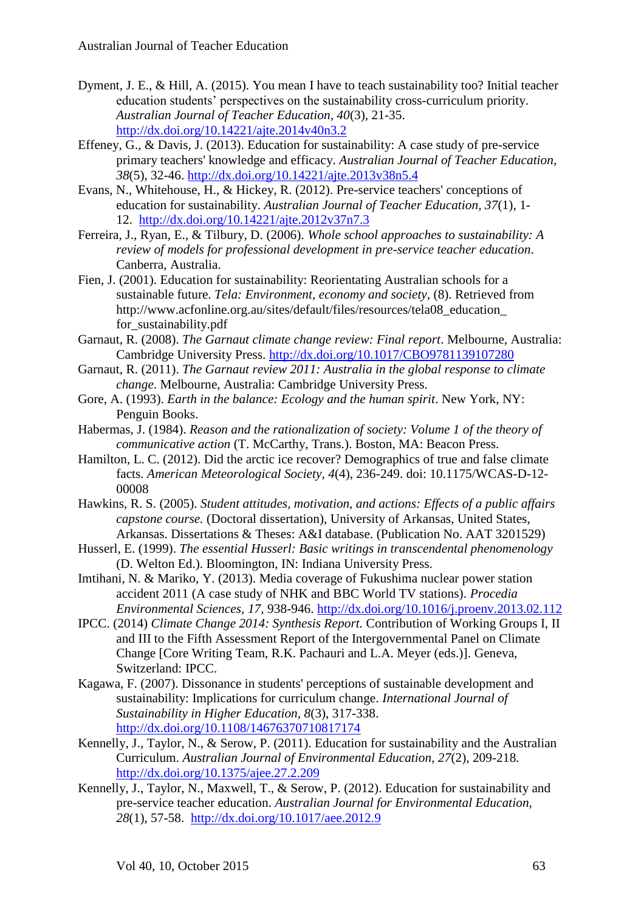Dyment, J. E., & Hill, A. (2015). You mean I have to teach sustainability too? Initial teacher education students' perspectives on the sustainability cross-curriculum priority. *Australian Journal of Teacher Education, 40*(3), 21-35. http://dx.doi.org/10.14221/ajte.2014v40n3.2

Effeney, G., & Davis, J. (2013). Education for sustainability: A case study of pre-service primary teachers' knowledge and efficacy. *Australian Journal of Teacher Education, 38*(5), 32-46. http://dx.doi.org/10.14221/ajte.2013v38n5.4

Evans, N., Whitehouse, H., & Hickey, R. (2012). Pre-service teachers' conceptions of education for sustainability. *Australian Journal of Teacher Education, 37*(1), 1-12. http://dx.doi.org/10.14221/ajte.2012v37n7.3

Ferreira, J., Ryan, E., & Tilbury, D. (2006). *Whole school approaches to sustainability: A review of models for professional development in pre-service teacher education*. Canberra, Australia.

Fien, J. (2001). Education for sustainability: Reorientating Australian schools for a sustainable future. *Tela: Environment, economy and society*, (8). Retrieved from http://www.acfonline.org.au/sites/default/files/resources/tela08_education_for_sustainability.pdf

Garnaut, R. (2008). *The Garnaut climate change review: Final report*. Melbourne, Australia: Cambridge University Press. http://dx.doi.org/10.1017/CBO9781139107280

Garnaut, R. (2011). *The Garnaut review 2011: Australia in the global response to climate change*. Melbourne, Australia: Cambridge University Press.

Gore, A. (1993). *Earth in the balance: Ecology and the human spirit*. New York, NY: Penguin Books.

Habermas, J. (1984). *Reason and the rationalization of society: Volume 1 of the theory of communicative action* (T. McCarthy, Trans.). Boston, MA: Beacon Press.

Hamilton, L. C. (2012). Did the arctic ice recover? Demographics of true and false climate facts. *American Meteorological Society, 4*(4), 236-249. doi: 10.1175/WCAS-D-12-00008

Hawkins, R. S. (2005). *Student attitudes, motivation, and actions: Effects of a public affairs capstone course.* (Doctoral dissertation), University of Arkansas, United States, Arkansas. Dissertations & Theses: A&I database. (Publication No. AAT 3201529)

Husserl, E. (1999). *The essential Husserl: Basic writings in transcendental phenomenology* (D. Welton Ed.). Bloomington, IN: Indiana University Press.

Imtihani, N. & Mariko, Y. (2013). Media coverage of Fukushima nuclear power station accident 2011 (A case study of NHK and BBC World TV stations). *Procedia Environmental Sciences, 17*, 938-946. http://dx.doi.org/10.1016/j.proenv.2013.02.112

IPCC. (2014) *Climate Change 2014: Synthesis Report.* Contribution of Working Groups I, II and III to the Fifth Assessment Report of the Intergovernmental Panel on Climate Change [Core Writing Team, R.K. Pachauri and L.A. Meyer (eds.)]. Geneva, Switzerland: IPCC.

Kagawa, F. (2007). Dissonance in students' perceptions of sustainable development and sustainability: Implications for curriculum change. *International Journal of Sustainability in Higher Education, 8*(3), 317-338. http://dx.doi.org/10.1108/14676370710817174

Kennelly, J., Taylor, N., & Serow, P. (2011). Education for sustainability and the Australian Curriculum. *Australian Journal of Environmental Education, 27*(2), 209-218. http://dx.doi.org/10.1375/ajee.27.2.209

Kennelly, J., Taylor, N., Maxwell, T., & Serow, P. (2012). Education for sustainability and pre-service teacher education. *Australian Journal for Environmental Education, 28*(1), 57-58. http://dx.doi.org/10.1017/aee.2012.9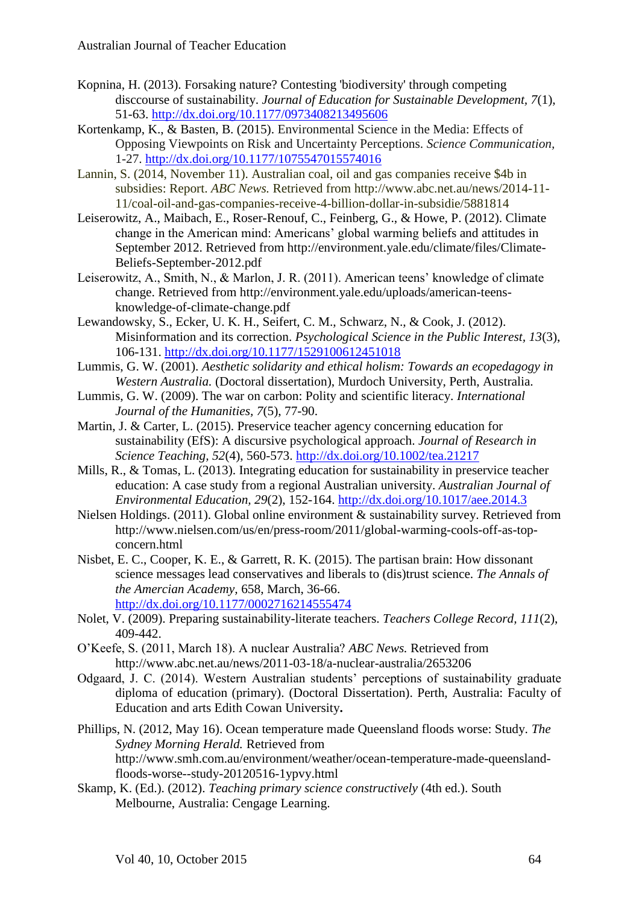Kopnina, H. (2013). Forsaking nature? Contesting 'biodiversity' through competing disccourse of sustainability. *Journal of Education for Sustainable Development*, *7*(1), 51-63. http://dx.doi.org/10.1177/0973408213495606

Kortenkamp, K., & Basten, B. (2015). Environmental Science in the Media: Effects of Opposing Viewpoints on Risk and Uncertainty Perceptions. *Science Communication,* 1-27. http://dx.doi.org/10.1177/1075547015574016

Lannin, S. (2014, November 11). Australian coal, oil and gas companies receive $4b in subsidies: Report. *ABC News.* Retrieved from http://www.abc.net.au/news/2014-11-11/coal-oil-and-gas-companies-receive-4-billion-dollar-in-subsidie/5881814

Leiserowitz, A., Maibach, E., Roser-Renouf, C., Feinberg, G., & Howe, P. (2012). Climate change in the American mind: Americans' global warming beliefs and attitudes in September 2012. Retrieved from http://environment.yale.edu/climate/files/Climate-Beliefs-September-2012.pdf

Leiserowitz, A., Smith, N., & Marlon, J. R. (2011). American teens' knowledge of climate change. Retrieved from http://environment.yale.edu/uploads/american-teens-knowledge-of-climate-change.pdf

Lewandowsky, S., Ecker, U. K. H., Seifert, C. M., Schwarz, N., & Cook, J. (2012). Misinformation and its correction. *Psychological Science in the Public Interest*, *13*(3), 106-131. http://dx.doi.org/10.1177/1529100612451018

Lummis, G. W. (2001). *Aesthetic solidarity and ethical holism: Towards an ecopedagogy in Western Australia.* (Doctoral dissertation), Murdoch University, Perth, Australia.

Lummis, G. W. (2009). The war on carbon: Polity and scientific literacy. *International Journal of the Humanities*, *7*(5), 77-90.

Martin, J. & Carter, L. (2015). Preservice teacher agency concerning education for sustainability (EfS): A discursive psychological approach. *Journal of Research in Science Teaching, 52*(4), 560-573. http://dx.doi.org/10.1002/tea.21217

Mills, R., & Tomas, L. (2013). Integrating education for sustainability in preservice teacher education: A case study from a regional Australian university. *Australian Journal of Environmental Education, 29*(2), 152-164. http://dx.doi.org/10.1017/aee.2014.3

Nielsen Holdings. (2011). Global online environment & sustainability survey. Retrieved from http://www.nielsen.com/us/en/press-room/2011/global-warming-cools-off-as-top-concern.html

Nisbet, E. C., Cooper, K. E., & Garrett, R. K. (2015). The partisan brain: How dissonant science messages lead conservatives and liberals to (dis)trust science. *The Annals of the Amercian Academy*, 658, March, 36-66. http://dx.doi.org/10.1177/0002716214555474

Nolet, V. (2009). Preparing sustainability-literate teachers. *Teachers College Record, 111*(2), 409-442.

O'Keefe, S. (2011, March 18). A nuclear Australia? *ABC News.* Retrieved from http://www.abc.net.au/news/2011-03-18/a-nuclear-australia/2653206

Odgaard, J. C. (2014). Western Australian students' perceptions of sustainability graduate diploma of education (primary). (Doctoral Dissertation). Perth, Australia: Faculty of Education and arts Edith Cowan University**.**

Phillips, N. (2012, May 16). Ocean temperature made Queensland floods worse: Study. *The Sydney Morning Herald.* Retrieved from http://www.smh.com.au/environment/weather/ocean-temperature-made-queensland-floods-worse--study-20120516-1ypvy.html

Skamp, K. (Ed.). (2012). *Teaching primary science constructively* (4th ed.). South Melbourne, Australia: Cengage Learning.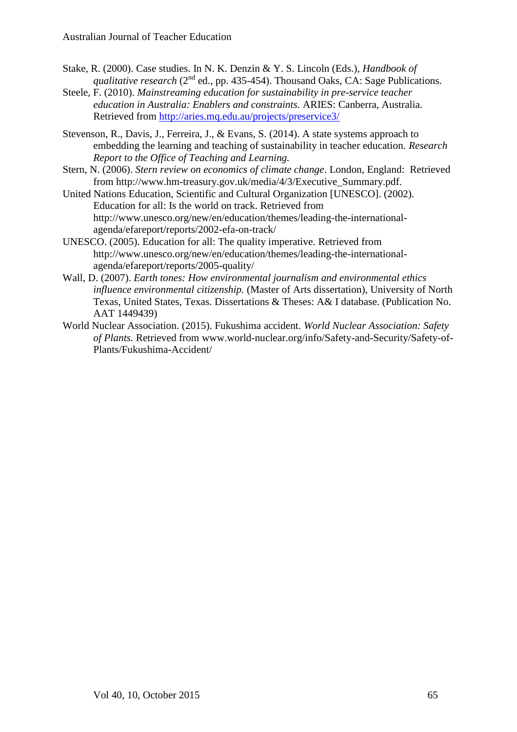Stake, R. (2000). Case studies. In N. K. Denzin & Y. S. Lincoln (Eds.), *Handbook of qualitative research* (2nd ed., pp. 435-454). Thousand Oaks, CA: Sage Publications.

Steele, F. (2010). *Mainstreaming education for sustainability in pre-service teacher education in Australia: Enablers and constraints.* ARIES: Canberra, Australia. Retrieved from http://aries.mq.edu.au/projects/preservice3/

Stevenson, R., Davis, J., Ferreira, J., & Evans, S. (2014). A state systems approach to embedding the learning and teaching of sustainability in teacher education. *Research Report to the Office of Teaching and Learning.*

Stern, N. (2006). *Stern review on economics of climate change*. London, England: Retrieved from http://www.hm-treasury.gov.uk/media/4/3/Executive_Summary.pdf.

United Nations Education, Scientific and Cultural Organization [UNESCO]. (2002). Education for all: Is the world on track. Retrieved from http://www.unesco.org/new/en/education/themes/leading-the-international-agenda/efareport/reports/2002-efa-on-track/

UNESCO. (2005). Education for all: The quality imperative. Retrieved from http://www.unesco.org/new/en/education/themes/leading-the-international-agenda/efareport/reports/2005-quality/

Wall, D. (2007). *Earth tones: How environmental journalism and environmental ethics influence environmental citizenship.* (Master of Arts dissertation), University of North Texas, United States, Texas. Dissertations & Theses: A& I database. (Publication No. AAT 1449439)

World Nuclear Association. (2015). Fukushima accident. *World Nuclear Association: Safety of Plants.* Retrieved from www.world-nuclear.org/info/Safety-and-Security/Safety-of-Plants/Fukushima-Accident/